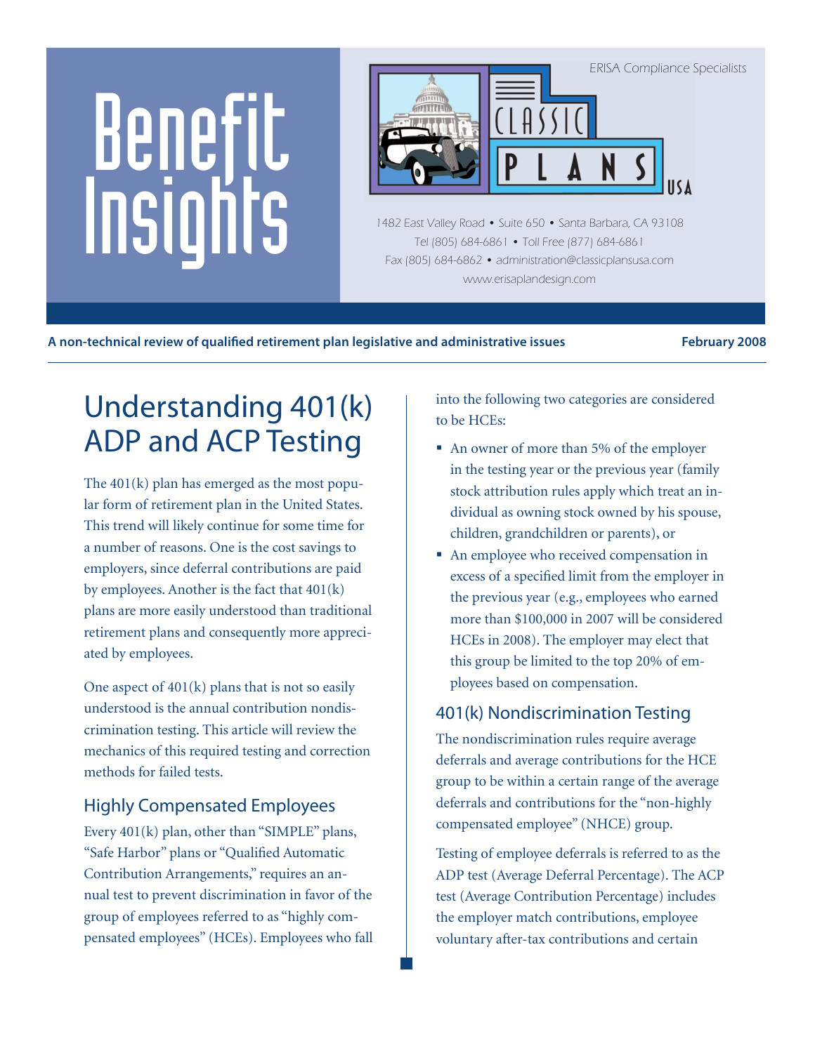# Benefit Insights

ERISA Compliance Specialists

CLASSIC PLANS USA

1482 East Valley Road • Suite 650 • Santa Barbara, CA 93108
Tel (805) 684-6861 • Toll Free (877) 684-6861
Fax (805) 684-6862 • administration@classicplansusa.com
www.erisaplandesign.com

**A non-technical review of qualified retirement plan legislative and administrative issues** **February 2008**

## Understanding 401(k) ADP and ACP Testing

The 401(k) plan has emerged as the most popular form of retirement plan in the United States. This trend will likely continue for some time for a number of reasons. One is the cost savings to employers, since deferral contributions are paid by employees. Another is the fact that 401(k) plans are more easily understood than traditional retirement plans and consequently more appreciated by employees.

One aspect of 401(k) plans that is not so easily understood is the annual contribution nondiscrimination testing. This article will review the mechanics of this required testing and correction methods for failed tests.

### Highly Compensated Employees

Every 401(k) plan, other than "SIMPLE" plans, "Safe Harbor" plans or "Qualified Automatic Contribution Arrangements," requires an annual test to prevent discrimination in favor of the group of employees referred to as "highly compensated employees" (HCEs). Employees who fall into the following two categories are considered to be HCEs:

- An owner of more than 5% of the employer in the testing year or the previous year (family stock attribution rules apply which treat an individual as owning stock owned by his spouse, children, grandchildren or parents), or
- An employee who received compensation in excess of a specified limit from the employer in the previous year (e.g., employees who earned more than $100,000 in 2007 will be considered HCEs in 2008). The employer may elect that this group be limited to the top 20% of employees based on compensation.

### 401(k) Nondiscrimination Testing

The nondiscrimination rules require average deferrals and average contributions for the HCE group to be within a certain range of the average deferrals and contributions for the "non-highly compensated employee" (NHCE) group.

Testing of employee deferrals is referred to as the ADP test (Average Deferral Percentage). The ACP test (Average Contribution Percentage) includes the employer match contributions, employee voluntary after-tax contributions and certain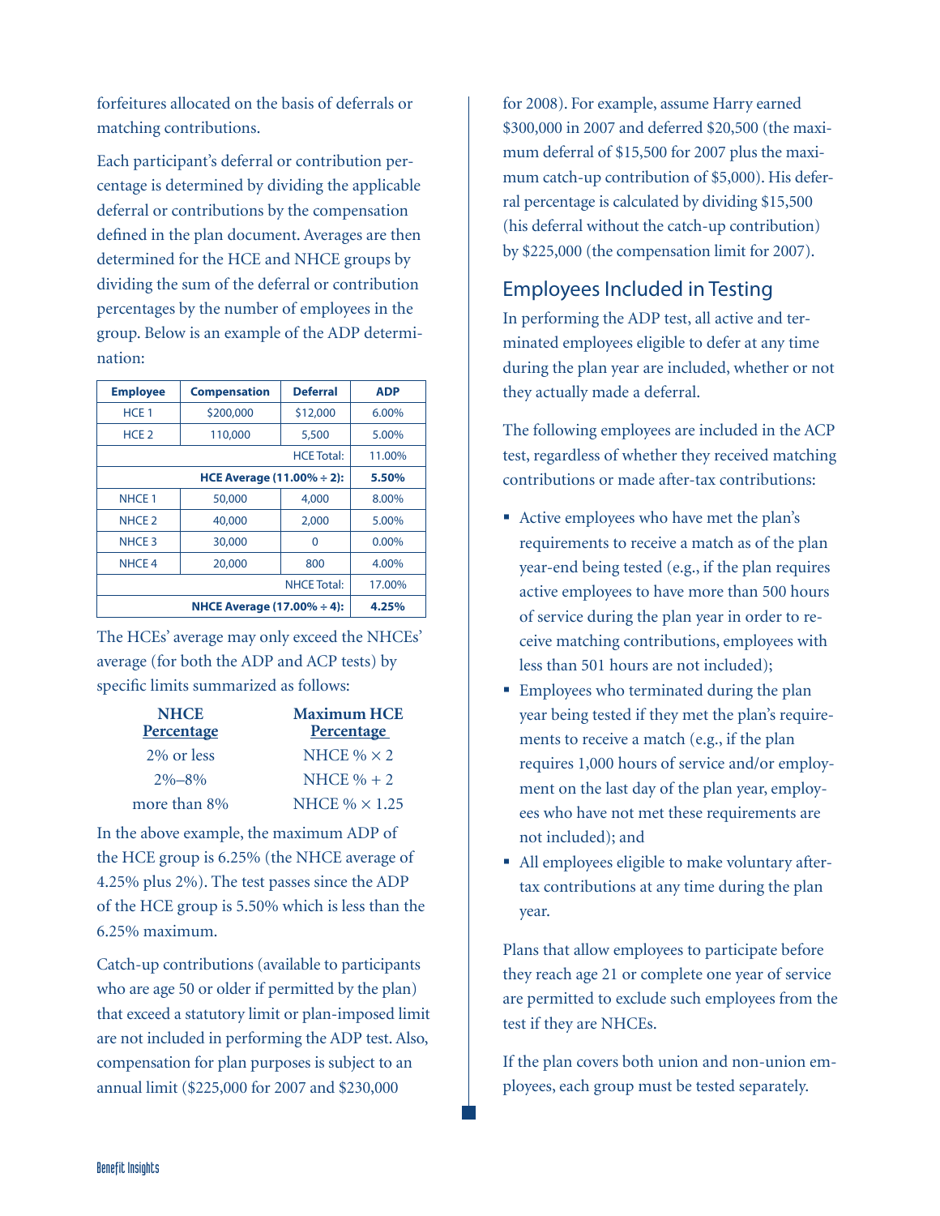forfeitures allocated on the basis of deferrals or matching contributions.

Each participant's deferral or contribution percentage is determined by dividing the applicable deferral or contributions by the compensation defined in the plan document. Averages are then determined for the HCE and NHCE groups by dividing the sum of the deferral or contribution percentages by the number of employees in the group. Below is an example of the ADP determination:

| Employee | Compensation | Deferral | ADP |
|---|---|---|---|
| HCE 1 | $200,000 | $12,000 | 6.00% |
| HCE 2 | 110,000 | 5,500 | 5.00% |
| | | HCE Total: | 11.00% |
| | | **HCE Average (11.00% ÷ 2):** | **5.50%** |
| NHCE 1 | 50,000 | 4,000 | 8.00% |
| NHCE 2 | 40,000 | 2,000 | 5.00% |
| NHCE 3 | 30,000 | 0 | 0.00% |
| NHCE 4 | 20,000 | 800 | 4.00% |
| | | NHCE Total: | 17.00% |
| | | **NHCE Average (17.00% ÷ 4):** | **4.25%** |

The HCEs' average may only exceed the NHCEs' average (for both the ADP and ACP tests) by specific limits summarized as follows:

| NHCE Percentage | Maximum HCE Percentage |
|---|---|
| 2% or less | NHCE % × 2 |
| 2%–8% | NHCE % + 2 |
| more than 8% | NHCE % × 1.25 |

In the above example, the maximum ADP of the HCE group is 6.25% (the NHCE average of 4.25% plus 2%). The test passes since the ADP of the HCE group is 5.50% which is less than the 6.25% maximum.

Catch-up contributions (available to participants who are age 50 or older if permitted by the plan) that exceed a statutory limit or plan-imposed limit are not included in performing the ADP test. Also, compensation for plan purposes is subject to an annual limit ($225,000 for 2007 and $230,000 for 2008). For example, assume Harry earned $300,000 in 2007 and deferred $20,500 (the maximum deferral of $15,500 for 2007 plus the maximum catch-up contribution of $5,000). His deferral percentage is calculated by dividing $15,500 (his deferral without the catch-up contribution) by $225,000 (the compensation limit for 2007).

## Employees Included in Testing

In performing the ADP test, all active and terminated employees eligible to defer at any time during the plan year are included, whether or not they actually made a deferral.

The following employees are included in the ACP test, regardless of whether they received matching contributions or made after-tax contributions:

- Active employees who have met the plan's requirements to receive a match as of the plan year-end being tested (e.g., if the plan requires active employees to have more than 500 hours of service during the plan year in order to receive matching contributions, employees with less than 501 hours are not included);
- Employees who terminated during the plan year being tested if they met the plan's requirements to receive a match (e.g., if the plan requires 1,000 hours of service and/or employment on the last day of the plan year, employees who have not met these requirements are not included); and
- All employees eligible to make voluntary after-tax contributions at any time during the plan year.

Plans that allow employees to participate before they reach age 21 or complete one year of service are permitted to exclude such employees from the test if they are NHCEs.

If the plan covers both union and non-union employees, each group must be tested separately.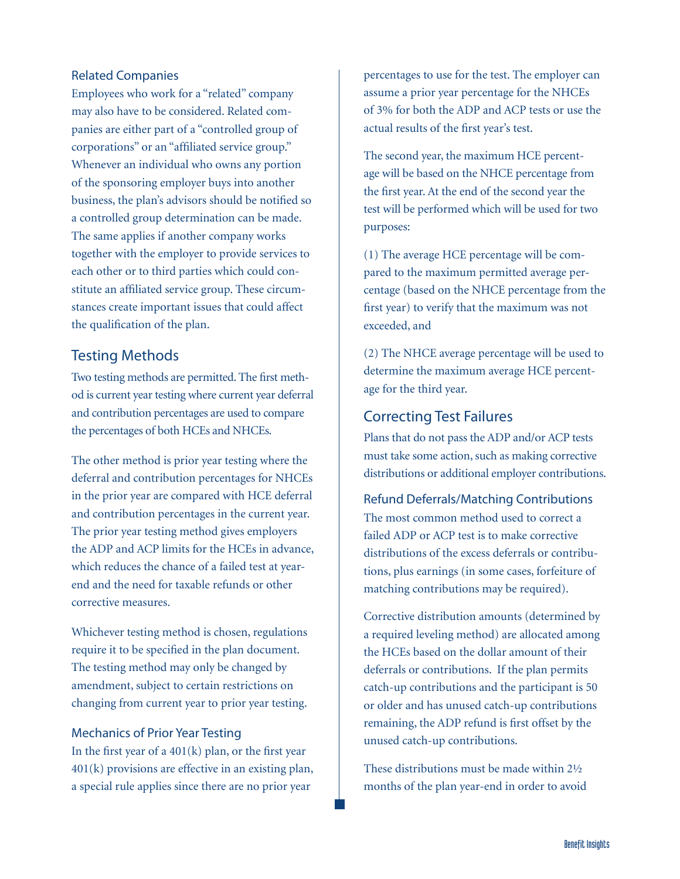### Related Companies

Employees who work for a "related" company may also have to be considered. Related companies are either part of a "controlled group of corporations" or an "affiliated service group." Whenever an individual who owns any portion of the sponsoring employer buys into another business, the plan's advisors should be notified so a controlled group determination can be made. The same applies if another company works together with the employer to provide services to each other or to third parties which could constitute an affiliated service group. These circumstances create important issues that could affect the qualification of the plan.

## Testing Methods

Two testing methods are permitted. The first method is current year testing where current year deferral and contribution percentages are used to compare the percentages of both HCEs and NHCEs.

The other method is prior year testing where the deferral and contribution percentages for NHCEs in the prior year are compared with HCE deferral and contribution percentages in the current year. The prior year testing method gives employers the ADP and ACP limits for the HCEs in advance, which reduces the chance of a failed test at year-end and the need for taxable refunds or other corrective measures.

Whichever testing method is chosen, regulations require it to be specified in the plan document. The testing method may only be changed by amendment, subject to certain restrictions on changing from current year to prior year testing.

### Mechanics of Prior Year Testing

In the first year of a 401(k) plan, or the first year 401(k) provisions are effective in an existing plan, a special rule applies since there are no prior year percentages to use for the test. The employer can assume a prior year percentage for the NHCEs of 3% for both the ADP and ACP tests or use the actual results of the first year's test.

The second year, the maximum HCE percentage will be based on the NHCE percentage from the first year. At the end of the second year the test will be performed which will be used for two purposes:

(1) The average HCE percentage will be compared to the maximum permitted average percentage (based on the NHCE percentage from the first year) to verify that the maximum was not exceeded, and

(2) The NHCE average percentage will be used to determine the maximum average HCE percentage for the third year.

## Correcting Test Failures

Plans that do not pass the ADP and/or ACP tests must take some action, such as making corrective distributions or additional employer contributions.

### Refund Deferrals/Matching Contributions

The most common method used to correct a failed ADP or ACP test is to make corrective distributions of the excess deferrals or contributions, plus earnings (in some cases, forfeiture of matching contributions may be required).

Corrective distribution amounts (determined by a required leveling method) are allocated among the HCEs based on the dollar amount of their deferrals or contributions. If the plan permits catch-up contributions and the participant is 50 or older and has unused catch-up contributions remaining, the ADP refund is first offset by the unused catch-up contributions.

These distributions must be made within 2½ months of the plan year-end in order to avoid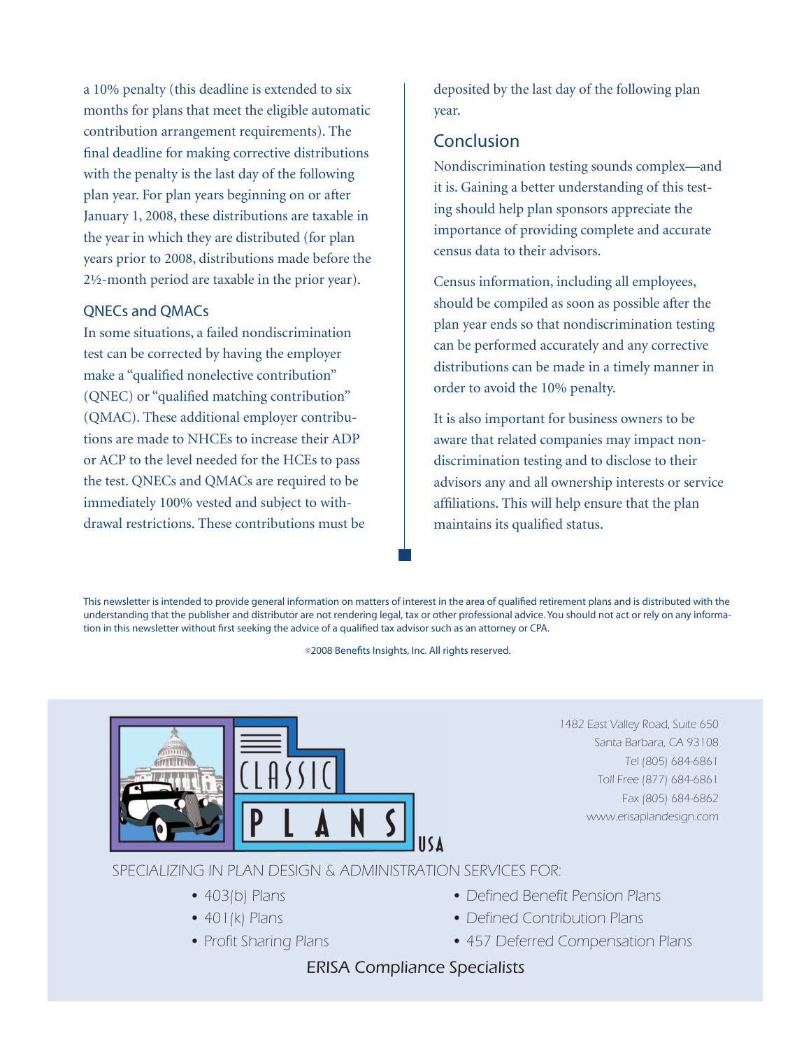a 10% penalty (this deadline is extended to six months for plans that meet the eligible automatic contribution arrangement requirements). The final deadline for making corrective distributions with the penalty is the last day of the following plan year. For plan years beginning on or after January 1, 2008, these distributions are taxable in the year in which they are distributed (for plan years prior to 2008, distributions made before the 2½-month period are taxable in the prior year).

### QNECs and QMACs

In some situations, a failed nondiscrimination test can be corrected by having the employer make a "qualified nonelective contribution" (QNEC) or "qualified matching contribution" (QMAC). These additional employer contributions are made to NHCEs to increase their ADP or ACP to the level needed for the HCEs to pass the test. QNECs and QMACs are required to be immediately 100% vested and subject to withdrawal restrictions. These contributions must be deposited by the last day of the following plan year.

## Conclusion

Nondiscrimination testing sounds complex—and it is. Gaining a better understanding of this testing should help plan sponsors appreciate the importance of providing complete and accurate census data to their advisors.

Census information, including all employees, should be compiled as soon as possible after the plan year ends so that nondiscrimination testing can be performed accurately and any corrective distributions can be made in a timely manner in order to avoid the 10% penalty.

It is also important for business owners to be aware that related companies may impact nondiscrimination testing and to disclose to their advisors any and all ownership interests or service affiliations. This will help ensure that the plan maintains its qualified status.

This newsletter is intended to provide general information on matters of interest in the area of qualified retirement plans and is distributed with the understanding that the publisher and distributor are not rendering legal, tax or other professional advice. You should not act or rely on any information in this newsletter without first seeking the advice of a qualified tax advisor such as an attorney or CPA.

©2008 Benefits Insights, Inc. All rights reserved.

CLASSIC PLANS USA

1482 East Valley Road, Suite 650
Santa Barbara, CA 93108
Tel (805) 684-6861
Toll Free (877) 684-6861
Fax (805) 684-6862
www.erisaplandesign.com

SPECIALIZING IN PLAN DESIGN & ADMINISTRATION SERVICES FOR:

- 403(b) Plans
- 401(k) Plans
- Profit Sharing Plans
- Defined Benefit Pension Plans
- Defined Contribution Plans
- 457 Deferred Compensation Plans

ERISA Compliance Specialists